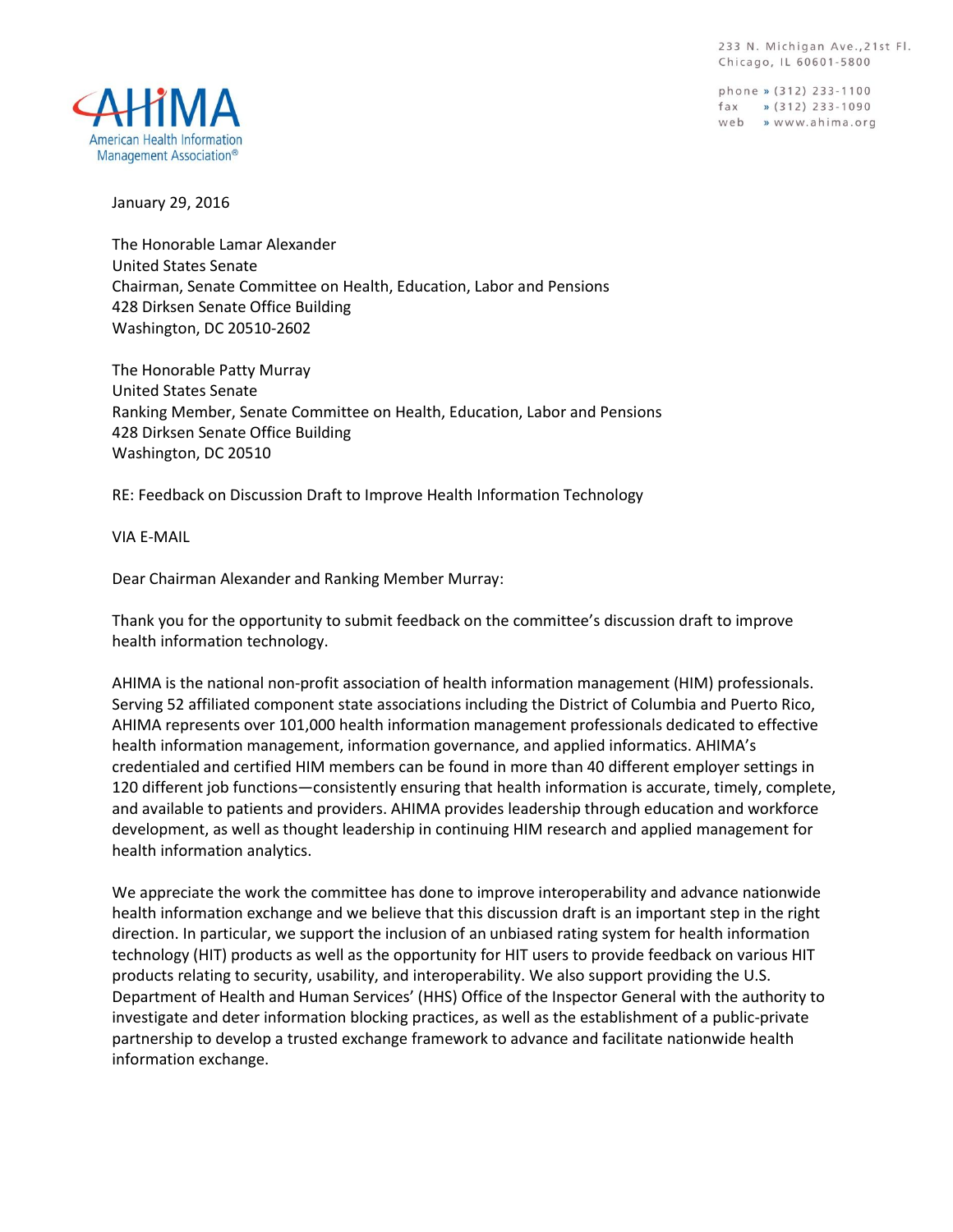233 N. Michigan Ave., 21st Fl.
Chicago, IL 60601-5800

phone » (312) 233-1100
fax » (312) 233-1090
web » www.ahima.org

AHIMA
American Health Information Management Association®

January 29, 2016

The Honorable Lamar Alexander
United States Senate
Chairman, Senate Committee on Health, Education, Labor and Pensions
428 Dirksen Senate Office Building
Washington, DC 20510-2602

The Honorable Patty Murray
United States Senate
Ranking Member, Senate Committee on Health, Education, Labor and Pensions
428 Dirksen Senate Office Building
Washington, DC 20510

RE: Feedback on Discussion Draft to Improve Health Information Technology

VIA E-MAIL

Dear Chairman Alexander and Ranking Member Murray:

Thank you for the opportunity to submit feedback on the committee's discussion draft to improve health information technology.

AHIMA is the national non-profit association of health information management (HIM) professionals. Serving 52 affiliated component state associations including the District of Columbia and Puerto Rico, AHIMA represents over 101,000 health information management professionals dedicated to effective health information management, information governance, and applied informatics. AHIMA's credentialed and certified HIM members can be found in more than 40 different employer settings in 120 different job functions—consistently ensuring that health information is accurate, timely, complete, and available to patients and providers. AHIMA provides leadership through education and workforce development, as well as thought leadership in continuing HIM research and applied management for health information analytics.

We appreciate the work the committee has done to improve interoperability and advance nationwide health information exchange and we believe that this discussion draft is an important step in the right direction. In particular, we support the inclusion of an unbiased rating system for health information technology (HIT) products as well as the opportunity for HIT users to provide feedback on various HIT products relating to security, usability, and interoperability. We also support providing the U.S. Department of Health and Human Services' (HHS) Office of the Inspector General with the authority to investigate and deter information blocking practices, as well as the establishment of a public-private partnership to develop a trusted exchange framework to advance and facilitate nationwide health information exchange.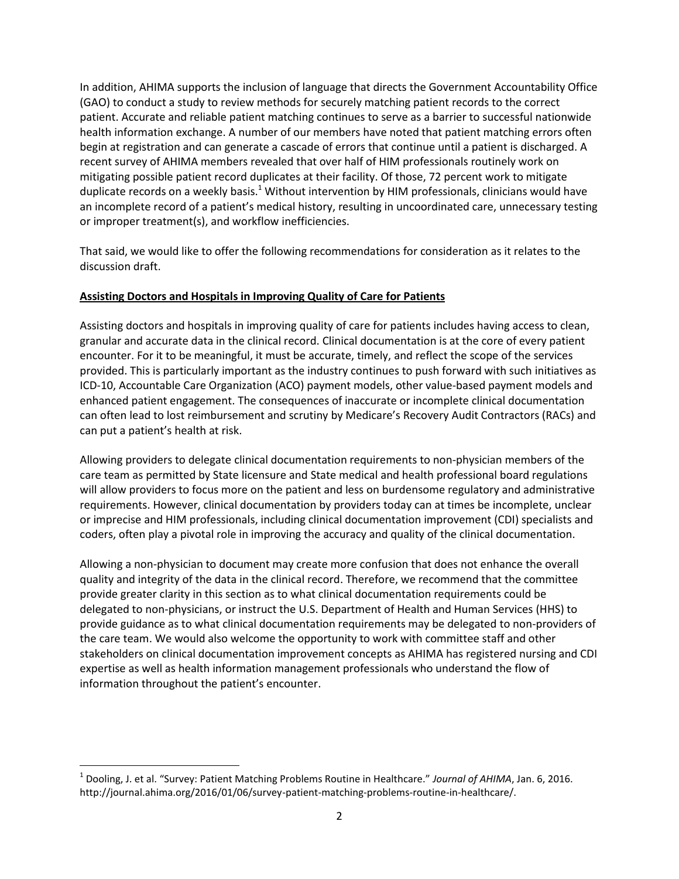In addition, AHIMA supports the inclusion of language that directs the Government Accountability Office (GAO) to conduct a study to review methods for securely matching patient records to the correct patient. Accurate and reliable patient matching continues to serve as a barrier to successful nationwide health information exchange. A number of our members have noted that patient matching errors often begin at registration and can generate a cascade of errors that continue until a patient is discharged. A recent survey of AHIMA members revealed that over half of HIM professionals routinely work on mitigating possible patient record duplicates at their facility. Of those, 72 percent work to mitigate duplicate records on a weekly basis.[1] Without intervention by HIM professionals, clinicians would have an incomplete record of a patient's medical history, resulting in uncoordinated care, unnecessary testing or improper treatment(s), and workflow inefficiencies.

That said, we would like to offer the following recommendations for consideration as it relates to the discussion draft.

**Assisting Doctors and Hospitals in Improving Quality of Care for Patients**

Assisting doctors and hospitals in improving quality of care for patients includes having access to clean, granular and accurate data in the clinical record. Clinical documentation is at the core of every patient encounter. For it to be meaningful, it must be accurate, timely, and reflect the scope of the services provided. This is particularly important as the industry continues to push forward with such initiatives as ICD-10, Accountable Care Organization (ACO) payment models, other value-based payment models and enhanced patient engagement. The consequences of inaccurate or incomplete clinical documentation can often lead to lost reimbursement and scrutiny by Medicare's Recovery Audit Contractors (RACs) and can put a patient's health at risk.

Allowing providers to delegate clinical documentation requirements to non-physician members of the care team as permitted by State licensure and State medical and health professional board regulations will allow providers to focus more on the patient and less on burdensome regulatory and administrative requirements. However, clinical documentation by providers today can at times be incomplete, unclear or imprecise and HIM professionals, including clinical documentation improvement (CDI) specialists and coders, often play a pivotal role in improving the accuracy and quality of the clinical documentation.

Allowing a non-physician to document may create more confusion that does not enhance the overall quality and integrity of the data in the clinical record. Therefore, we recommend that the committee provide greater clarity in this section as to what clinical documentation requirements could be delegated to non-physicians, or instruct the U.S. Department of Health and Human Services (HHS) to provide guidance as to what clinical documentation requirements may be delegated to non-providers of the care team. We would also welcome the opportunity to work with committee staff and other stakeholders on clinical documentation improvement concepts as AHIMA has registered nursing and CDI expertise as well as health information management professionals who understand the flow of information throughout the patient's encounter.

---

[1] Dooling, J. et al. "Survey: Patient Matching Problems Routine in Healthcare." *Journal of AHIMA*, Jan. 6, 2016. http://journal.ahima.org/2016/01/06/survey-patient-matching-problems-routine-in-healthcare/.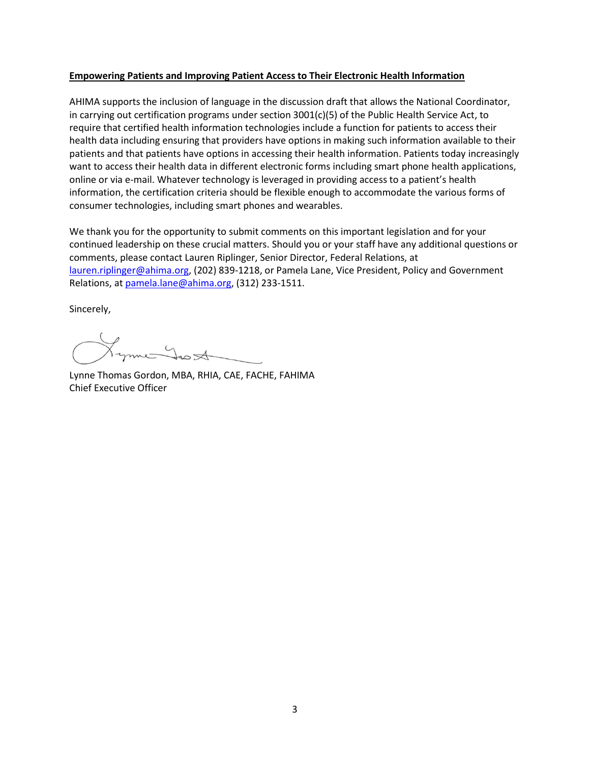**Empowering Patients and Improving Patient Access to Their Electronic Health Information**

AHIMA supports the inclusion of language in the discussion draft that allows the National Coordinator, in carrying out certification programs under section 3001(c)(5) of the Public Health Service Act, to require that certified health information technologies include a function for patients to access their health data including ensuring that providers have options in making such information available to their patients and that patients have options in accessing their health information. Patients today increasingly want to access their health data in different electronic forms including smart phone health applications, online or via e-mail. Whatever technology is leveraged in providing access to a patient's health information, the certification criteria should be flexible enough to accommodate the various forms of consumer technologies, including smart phones and wearables.

We thank you for the opportunity to submit comments on this important legislation and for your continued leadership on these crucial matters. Should you or your staff have any additional questions or comments, please contact Lauren Riplinger, Senior Director, Federal Relations, at lauren.riplinger@ahima.org, (202) 839-1218, or Pamela Lane, Vice President, Policy and Government Relations, at pamela.lane@ahima.org, (312) 233-1511.

Sincerely,

Lynne Thomas Gordon, MBA, RHIA, CAE, FACHE, FAHIMA
Chief Executive Officer